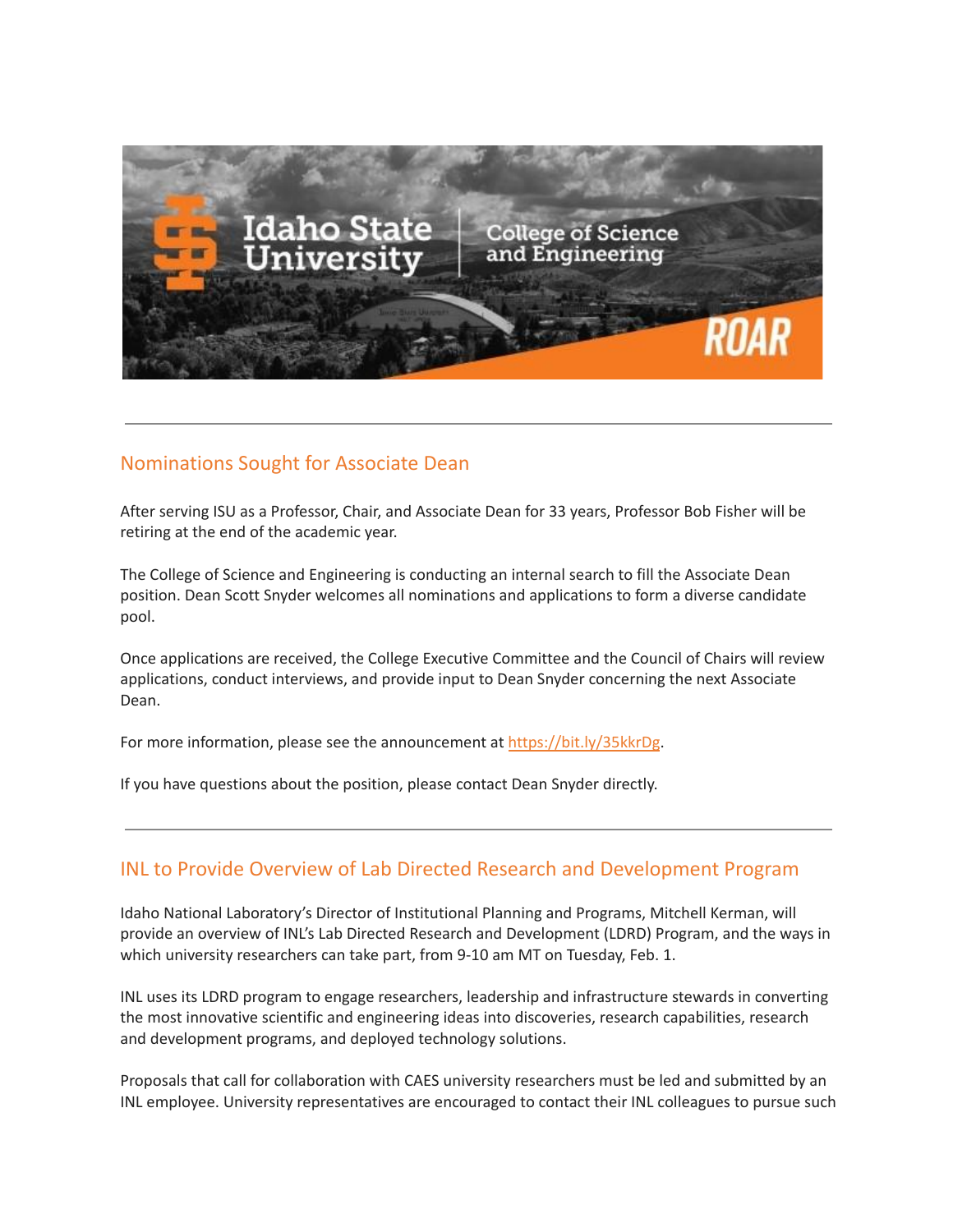## Nominations Sought for Associate Dean

After serving ISU as a Professor, Chair, and Associate Dean for 33 years, Professor Bob Fisher will be retiring at the end of the academic year.

The College of Science and Engineering is conducting an internal search to fill the Associate Dean position. Dean Scott Snyder welcomes all nominations and applications to form a diverse candidate pool.

Once applications are received, the College Executive Committee and the Council of Chairs will review applications, conduct interviews, and provide input to Dean Snyder concerning the next Associate Dean.

For more information, please see the announcement at [https://bit.ly/35kkrDg](https://bit.ly/35kkrDg).

If you have questions about the position, please contact Dean Snyder directly.

---

## INL to Provide Overview of Lab Directed Research and Development Program

Idaho National Laboratory's Director of Institutional Planning and Programs, Mitchell Kerman, will provide an overview of INL's Lab Directed Research and Development (LDRD) Program, and the ways in which university researchers can take part, from 9-10 am MT on Tuesday, Feb. 1.

INL uses its LDRD program to engage researchers, leadership and infrastructure stewards in converting the most innovative scientific and engineering ideas into discoveries, research capabilities, research and development programs, and deployed technology solutions.

Proposals that call for collaboration with CAES university researchers must be led and submitted by an INL employee. University representatives are encouraged to contact their INL colleagues to pursue such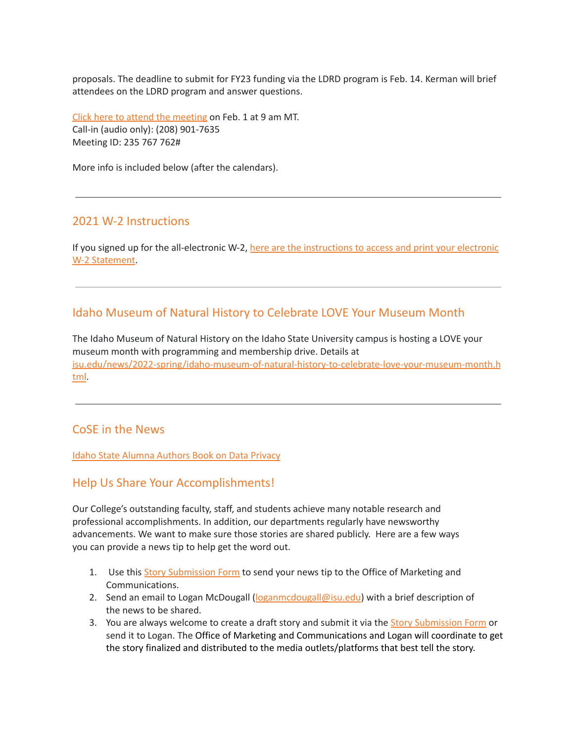proposals. The deadline to submit for FY23 funding via the LDRD program is Feb. 14. Kerman will brief attendees on the LDRD program and answer questions.

Click here to attend the meeting on Feb. 1 at 9 am MT.
Call-in (audio only): (208) 901-7635
Meeting ID: 235 767 762#

More info is included below (after the calendars).

---

## 2021 W-2 Instructions

If you signed up for the all-electronic W-2, here are the instructions to access and print your electronic W-2 Statement.

---

## Idaho Museum of Natural History to Celebrate LOVE Your Museum Month

The Idaho Museum of Natural History on the Idaho State University campus is hosting a LOVE your museum month with programming and membership drive. Details at isu.edu/news/2022-spring/idaho-museum-of-natural-history-to-celebrate-love-your-museum-month.html.

---

## CoSE in the News

Idaho State Alumna Authors Book on Data Privacy

## Help Us Share Your Accomplishments!

Our College's outstanding faculty, staff, and students achieve many notable research and professional accomplishments. In addition, our departments regularly have newsworthy advancements. We want to make sure those stories are shared publicly. Here are a few ways you can provide a news tip to help get the word out.

1. Use this Story Submission Form to send your news tip to the Office of Marketing and Communications.
2. Send an email to Logan McDougall (loganmcdougall@isu.edu) with a brief description of the news to be shared.
3. You are always welcome to create a draft story and submit it via the Story Submission Form or send it to Logan. The Office of Marketing and Communications and Logan will coordinate to get the story finalized and distributed to the media outlets/platforms that best tell the story.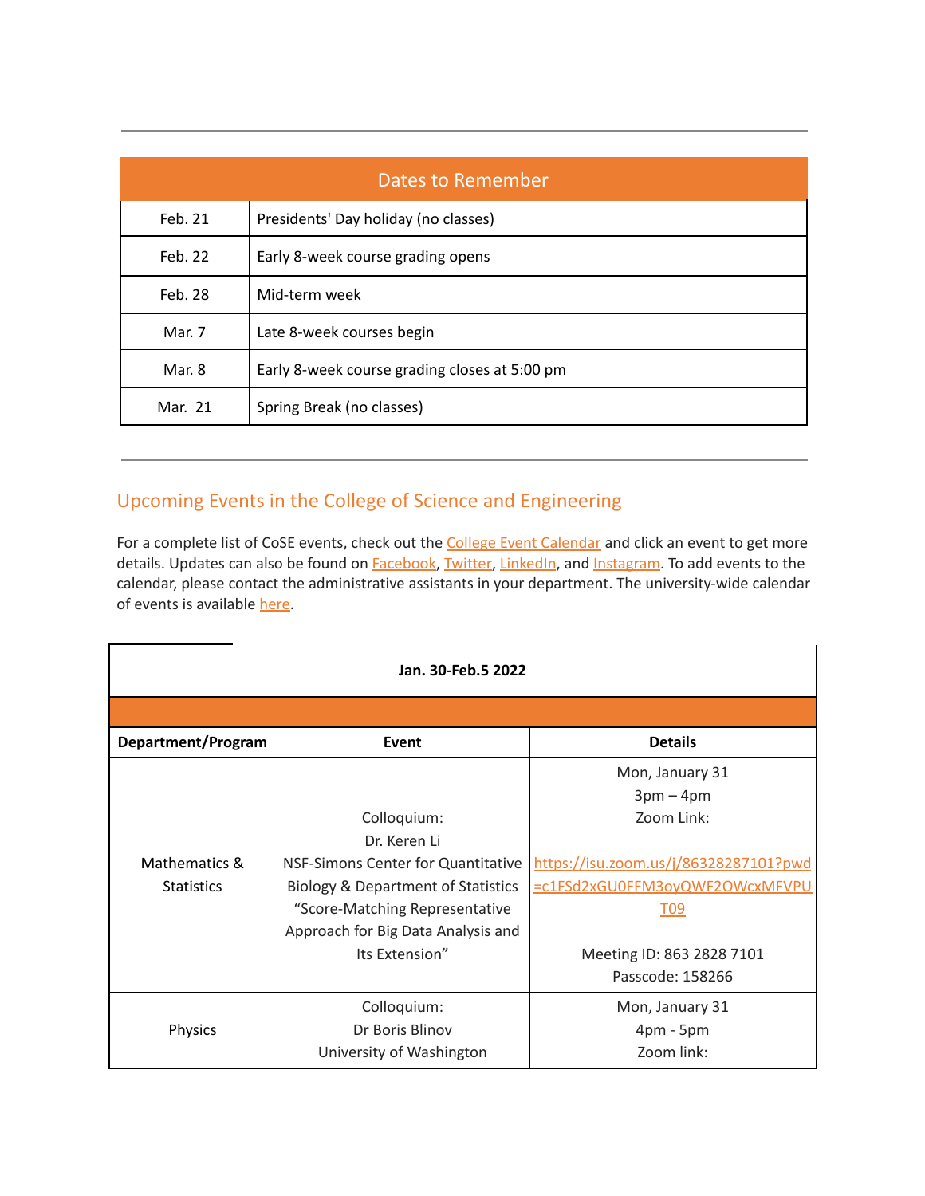---

| Dates to Remember | |
|---|---|
| Feb. 21 | Presidents' Day holiday (no classes) |
| Feb. 22 | Early 8-week course grading opens |
| Feb. 28 | Mid-term week |
| Mar. 7 | Late 8-week courses begin |
| Mar. 8 | Early 8-week course grading closes at 5:00 pm |
| Mar. 21 | Spring Break (no classes) |

---

## Upcoming Events in the College of Science and Engineering

For a complete list of CoSE events, check out the College Event Calendar and click an event to get more details. Updates can also be found on Facebook, Twitter, LinkedIn, and Instagram. To add events to the calendar, please contact the administrative assistants in your department. The university-wide calendar of events is available here.

**Jan. 30-Feb.5 2022**

| Department/Program | Event | Details |
|---|---|---|
| Mathematics & Statistics | Colloquium: Dr. Keren Li NSF-Simons Center for Quantitative Biology & Department of Statistics "Score-Matching Representative Approach for Big Data Analysis and Its Extension" | Mon, January 31 3pm – 4pm Zoom Link: https://isu.zoom.us/j/86328287101?pwd=c1FSd2xGU0FFM3oyQWF2OWcxMFVPUT09 Meeting ID: 863 2828 7101 Passcode: 158266 |
| Physics | Colloquium: Dr Boris Blinov University of Washington | Mon, January 31 4pm - 5pm Zoom link: |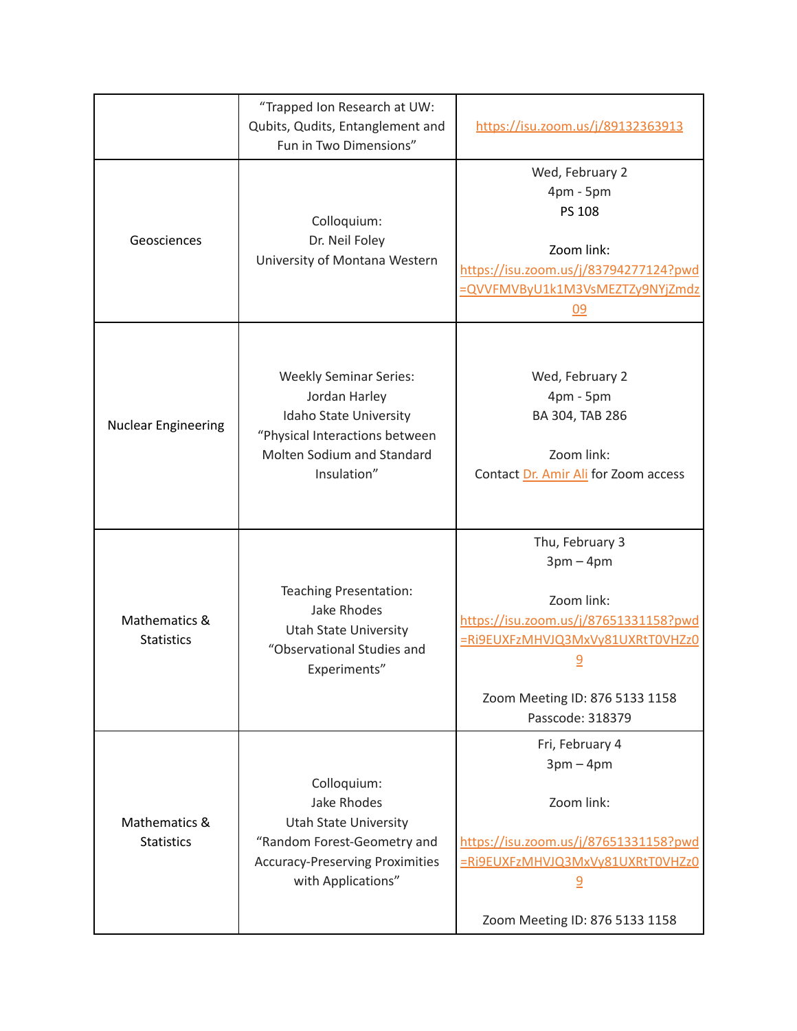| | | |
|---|---|---|
| | "Trapped Ion Research at UW: Qubits, Qudits, Entanglement and Fun in Two Dimensions" | https://isu.zoom.us/j/89132363913 |
| Geosciences | Colloquium:<br>Dr. Neil Foley<br>University of Montana Western | Wed, February 2<br>4pm - 5pm<br>PS 108<br><br>Zoom link:<br>https://isu.zoom.us/j/83794277124?pwd=QVVFMVByU1k1M3VsMEZTZy9NYjZmdz09 |
| Nuclear Engineering | Weekly Seminar Series:<br>Jordan Harley<br>Idaho State University<br>"Physical Interactions between Molten Sodium and Standard Insulation" | Wed, February 2<br>4pm - 5pm<br>BA 304, TAB 286<br><br>Zoom link:<br>Contact Dr. Amir Ali for Zoom access |
| Mathematics & Statistics | Teaching Presentation:<br>Jake Rhodes<br>Utah State University<br>"Observational Studies and Experiments" | Thu, February 3<br>3pm – 4pm<br><br>Zoom link:<br>https://isu.zoom.us/j/87651331158?pwd=Ri9EUXFzMHVJQ3MxVy81UXRtT0VHZz09<br><br>Zoom Meeting ID: 876 5133 1158<br>Passcode: 318379 |
| Mathematics & Statistics | Colloquium:<br>Jake Rhodes<br>Utah State University<br>"Random Forest-Geometry and Accuracy-Preserving Proximities with Applications" | Fri, February 4<br>3pm – 4pm<br><br>Zoom link:<br><br>https://isu.zoom.us/j/87651331158?pwd=Ri9EUXFzMHVJQ3MxVy81UXRtT0VHZz09<br><br>Zoom Meeting ID: 876 5133 1158 |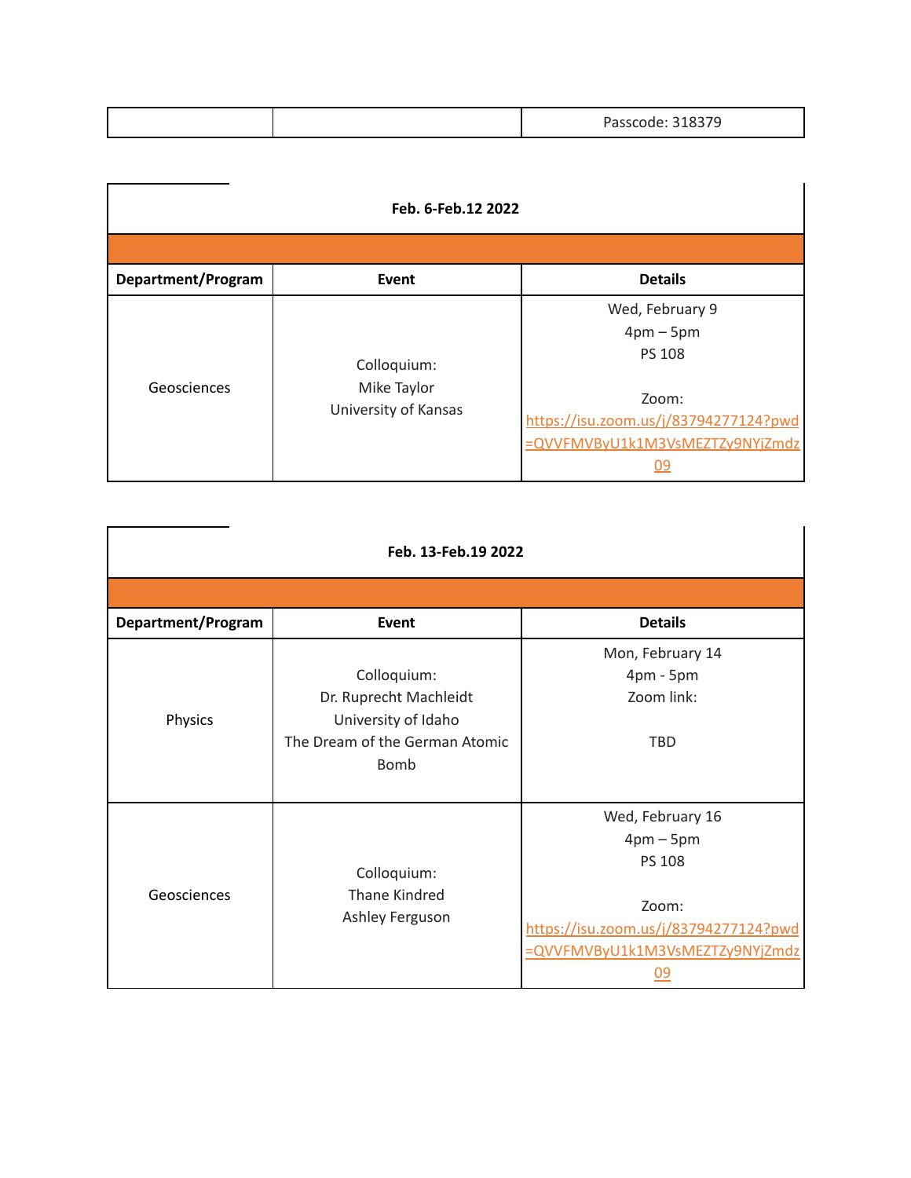| | | Passcode: 318379 |
|---|---|---|

**Feb. 6-Feb.12 2022**

| Department/Program | Event | Details |
|---|---|---|
| Geosciences | Colloquium:<br>Mike Taylor<br>University of Kansas | Wed, February 9<br>4pm – 5pm<br>PS 108<br><br>Zoom:<br>https://isu.zoom.us/j/83794277124?pwd=QVVFMVByU1k1M3VsMEZTZy9NYjZmdz09 |

**Feb. 13-Feb.19 2022**

| Department/Program | Event | Details |
|---|---|---|
| Physics | Colloquium:<br>Dr. Ruprecht Machleidt<br>University of Idaho<br>The Dream of the German Atomic Bomb | Mon, February 14<br>4pm - 5pm<br>Zoom link:<br><br>TBD |
| Geosciences | Colloquium:<br>Thane Kindred<br>Ashley Ferguson | Wed, February 16<br>4pm – 5pm<br>PS 108<br><br>Zoom:<br>https://isu.zoom.us/j/83794277124?pwd=QVVFMVByU1k1M3VsMEZTZy9NYjZmdz09 |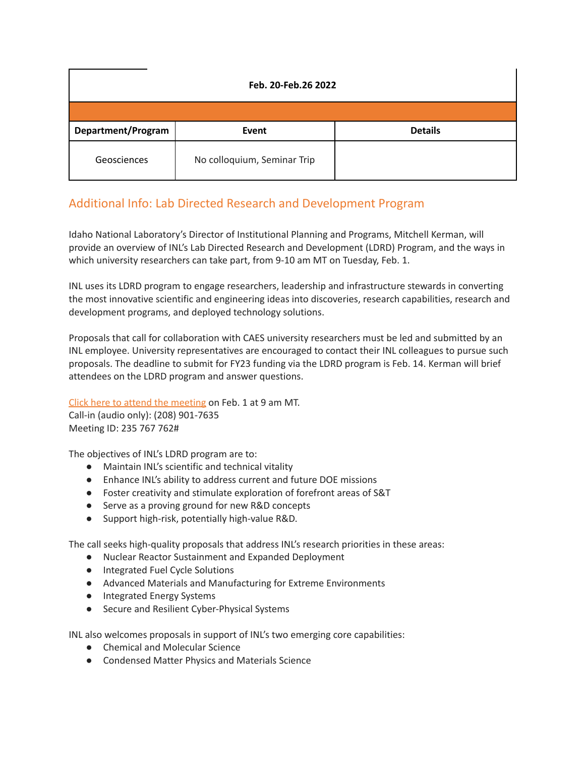| Feb. 20-Feb.26 2022 | | |
|---|---|---|
| | | |
| **Department/Program** | **Event** | **Details** |
| Geosciences | No colloquium, Seminar Trip | |

## Additional Info: Lab Directed Research and Development Program

Idaho National Laboratory's Director of Institutional Planning and Programs, Mitchell Kerman, will provide an overview of INL's Lab Directed Research and Development (LDRD) Program, and the ways in which university researchers can take part, from 9-10 am MT on Tuesday, Feb. 1.

INL uses its LDRD program to engage researchers, leadership and infrastructure stewards in converting the most innovative scientific and engineering ideas into discoveries, research capabilities, research and development programs, and deployed technology solutions.

Proposals that call for collaboration with CAES university researchers must be led and submitted by an INL employee. University representatives are encouraged to contact their INL colleagues to pursue such proposals. The deadline to submit for FY23 funding via the LDRD program is Feb. 14. Kerman will brief attendees on the LDRD program and answer questions.

Click here to attend the meeting on Feb. 1 at 9 am MT.
Call-in (audio only): (208) 901-7635
Meeting ID: 235 767 762#

The objectives of INL's LDRD program are to:

- Maintain INL's scientific and technical vitality
- Enhance INL's ability to address current and future DOE missions
- Foster creativity and stimulate exploration of forefront areas of S&T
- Serve as a proving ground for new R&D concepts
- Support high-risk, potentially high-value R&D.

The call seeks high-quality proposals that address INL's research priorities in these areas:

- Nuclear Reactor Sustainment and Expanded Deployment
- Integrated Fuel Cycle Solutions
- Advanced Materials and Manufacturing for Extreme Environments
- Integrated Energy Systems
- Secure and Resilient Cyber-Physical Systems

INL also welcomes proposals in support of INL's two emerging core capabilities:

- Chemical and Molecular Science
- Condensed Matter Physics and Materials Science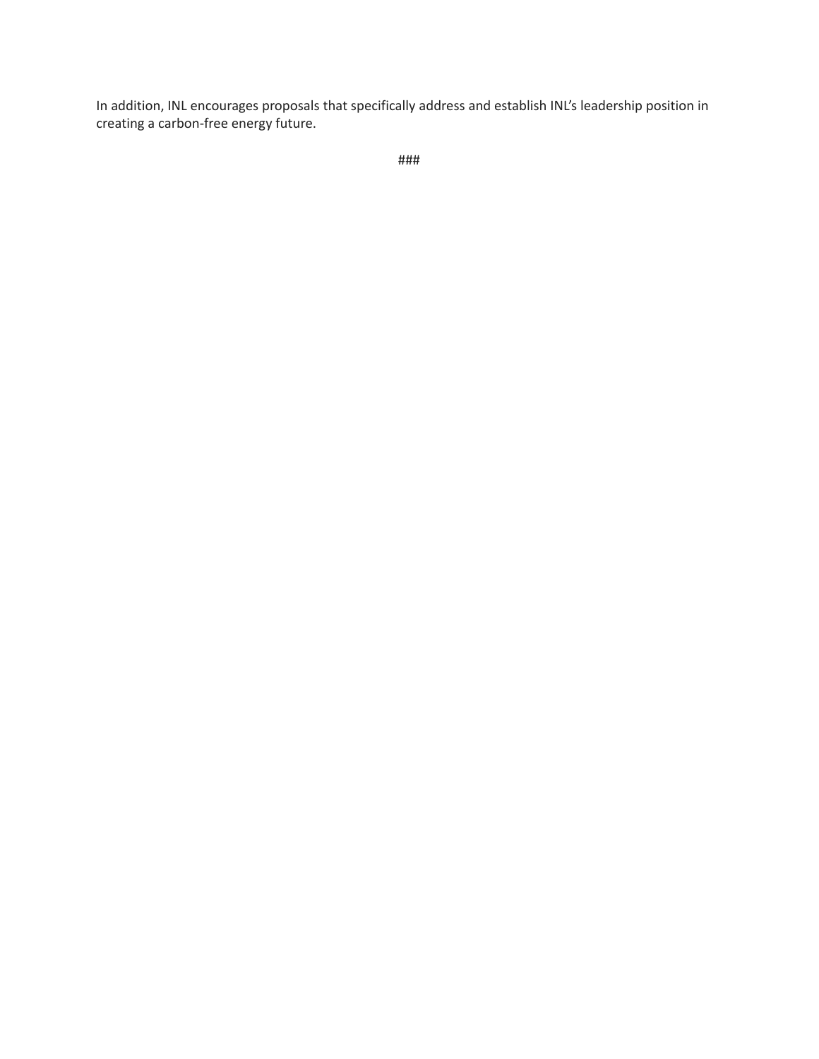In addition, INL encourages proposals that specifically address and establish INL's leadership position in creating a carbon-free energy future.

###